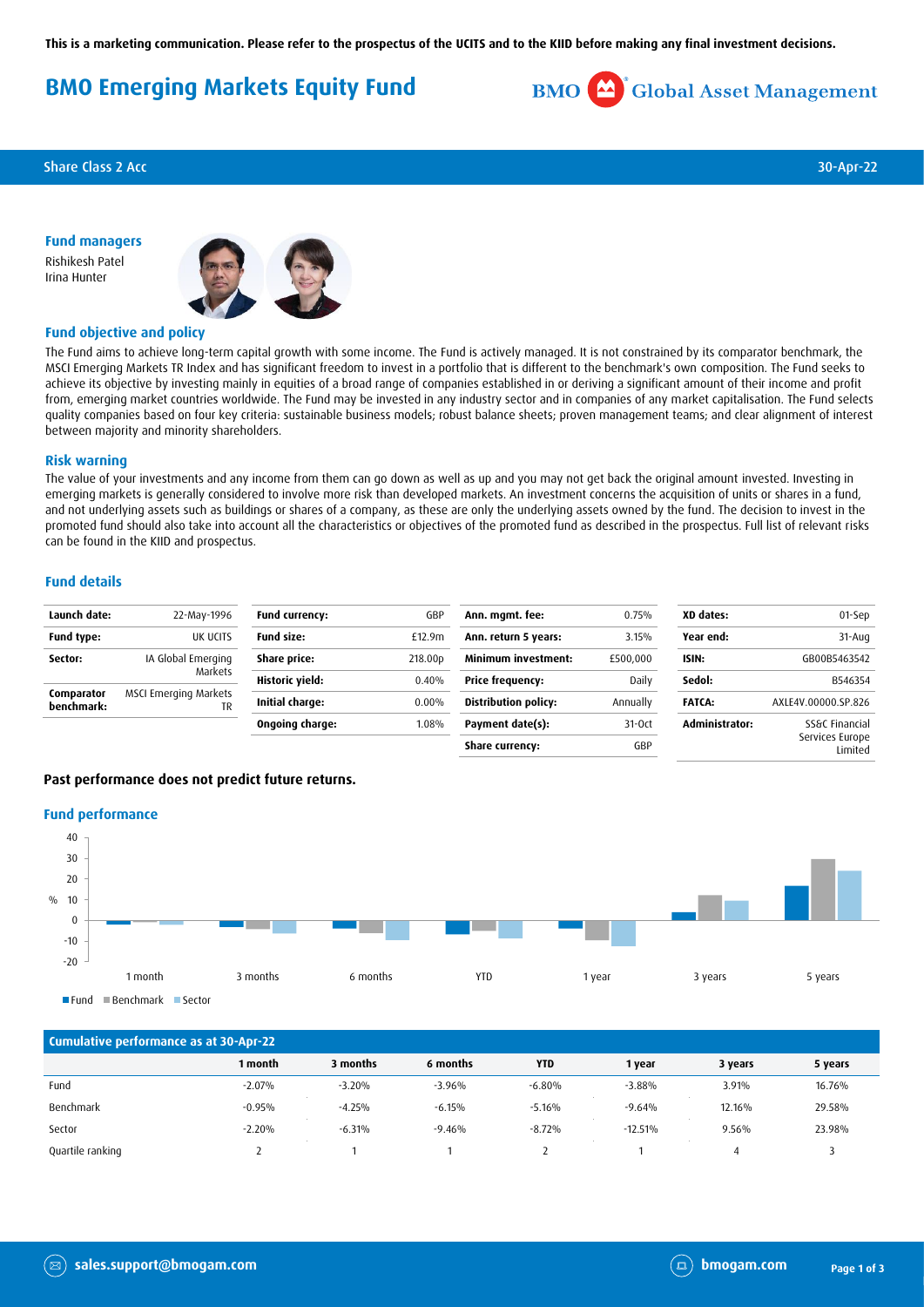This is a marketing communication. Please refer to the prospectus of the UCITS and to the KIID before making any final investment decisions.

# BMO Emerging Markets Equity Fund

BMO Global Asset Management

Share Class 2 Acc — 30-Apr-22

## Fund managers

Rishikesh Patel
Irina Hunter

## Fund objective and policy

The Fund aims to achieve long-term capital growth with some income. The Fund is actively managed. It is not constrained by its comparator benchmark, the MSCI Emerging Markets TR Index and has significant freedom to invest in a portfolio that is different to the benchmark's own composition. The Fund seeks to achieve its objective by investing mainly in equities of a broad range of companies established in or deriving a significant amount of their income and profit from, emerging market countries worldwide. The Fund may be invested in any industry sector and in companies of any market capitalisation. The Fund selects quality companies based on four key criteria: sustainable business models; robust balance sheets; proven management teams; and clear alignment of interest between majority and minority shareholders.

## Risk warning

The value of your investments and any income from them can go down as well as up and you may not get back the original amount invested. Investing in emerging markets is generally considered to involve more risk than developed markets. An investment concerns the acquisition of units or shares in a fund, and not underlying assets such as buildings or shares of a company, as these are only the underlying assets owned by the fund. The decision to invest in the promoted fund should also take into account all the characteristics or objectives of the promoted fund as described in the prospectus. Full list of relevant risks can be found in the KIID and prospectus.

## Fund details

| | |
|---|---|
| **Launch date:** | 22-May-1996 |
| **Fund type:** | UK UCITS |
| **Sector:** | IA Global Emerging Markets |
| **Comparator benchmark:** | MSCI Emerging Markets TR |

| | |
|---|---|
| **Fund currency:** | GBP |
| **Fund size:** | £12.9m |
| **Share price:** | 218.00p |
| **Historic yield:** | 0.40% |
| **Initial charge:** | 0.00% |
| **Ongoing charge:** | 1.08% |

| | |
|---|---|
| **Ann. mgmt. fee:** | 0.75% |
| **Ann. return 5 years:** | 3.15% |
| **Minimum investment:** | £500,000 |
| **Price frequency:** | Daily |
| **Distribution policy:** | Annually |
| **Payment date(s):** | 31-Oct |
| **Share currency:** | GBP |

| | |
|---|---|
| **XD dates:** | 01-Sep |
| **Year end:** | 31-Aug |
| **ISIN:** | GB00B5463542 |
| **Sedol:** | B546354 |
| **FATCA:** | AXLE4V.00000.SP.826 |
| **Administrator:** | SS&C Financial Services Europe Limited |

**Past performance does not predict future returns.**

## Fund performance

| Cumulative performance as at 30-Apr-22 | 1 month | 3 months | 6 months | YTD | 1 year | 3 years | 5 years |
|---|---|---|---|---|---|---|---|
| Fund | -2.07% | -3.20% | -3.96% | -6.80% | -3.88% | 3.91% | 16.76% |
| Benchmark | -0.95% | -4.25% | -6.15% | -5.16% | -9.64% | 12.16% | 29.58% |
| Sector | -2.20% | -6.31% | -9.46% | -8.72% | -12.51% | 9.56% | 23.98% |
| Quartile ranking | 2 | 1 | 1 | 2 | 1 | 4 | 3 |

sales.support@bmogam.com | bmogam.com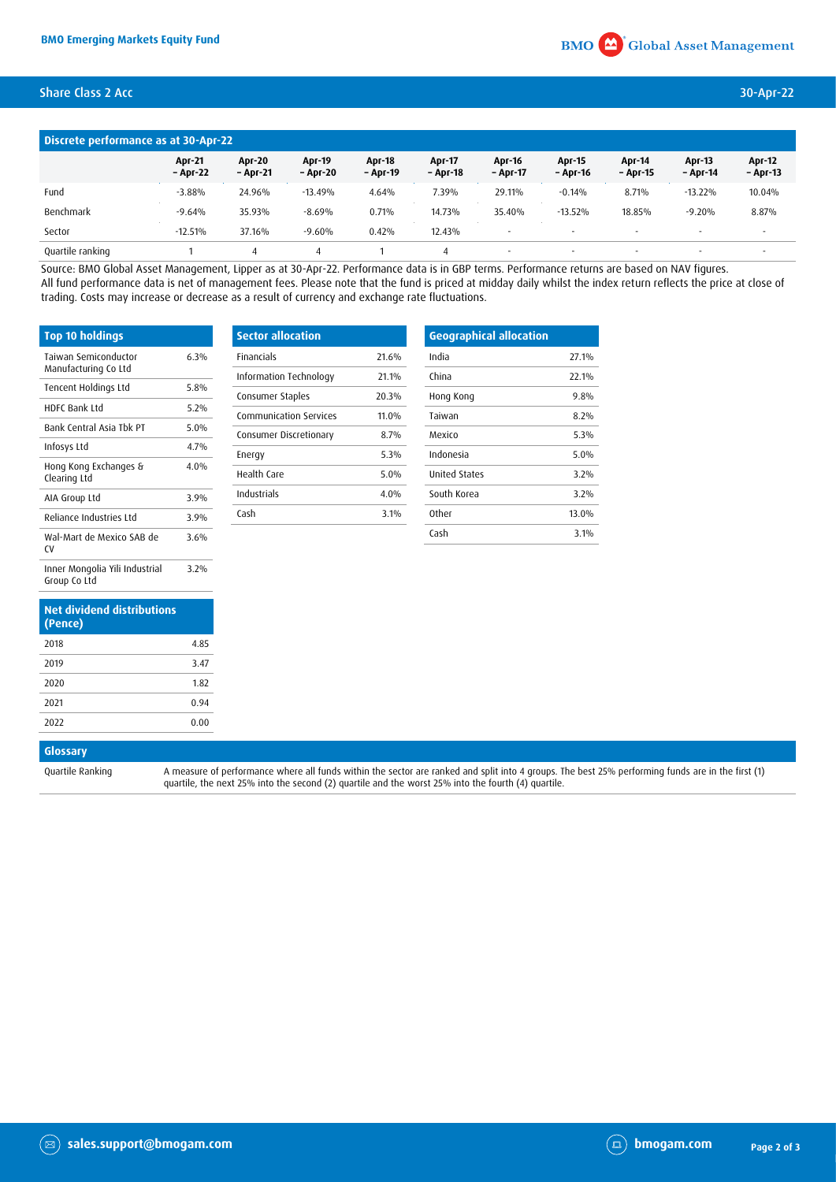## Share Class 2 Acc

30-Apr-22

### Discrete performance as at 30-Apr-22

| | Apr-21 – Apr-22 | Apr-20 – Apr-21 | Apr-19 – Apr-20 | Apr-18 – Apr-19 | Apr-17 – Apr-18 | Apr-16 – Apr-17 | Apr-15 – Apr-16 | Apr-14 – Apr-15 | Apr-13 – Apr-14 | Apr-12 – Apr-13 |
|---|---|---|---|---|---|---|---|---|---|---|
| Fund | -3.88% | 24.96% | -13.49% | 4.64% | 7.39% | 29.11% | -0.14% | 8.71% | -13.22% | 10.04% |
| Benchmark | -9.64% | 35.93% | -8.69% | 0.71% | 14.73% | 35.40% | -13.52% | 18.85% | -9.20% | 8.87% |
| Sector | -12.51% | 37.16% | -9.60% | 0.42% | 12.43% | - | - | - | - | - |
| Quartile ranking | 1 | 4 | 4 | 1 | 4 | - | - | - | - | - |

Source: BMO Global Asset Management, Lipper as at 30-Apr-22. Performance data is in GBP terms. Performance returns are based on NAV figures.
All fund performance data is net of management fees. Please note that the fund is priced at midday daily whilst the index return reflects the price at close of trading. Costs may increase or decrease as a result of currency and exchange rate fluctuations.

### Top 10 holdings

| Top 10 holdings | |
|---|---|
| Taiwan Semiconductor Manufacturing Co Ltd | 6.3% |
| Tencent Holdings Ltd | 5.8% |
| HDFC Bank Ltd | 5.2% |
| Bank Central Asia Tbk PT | 5.0% |
| Infosys Ltd | 4.7% |
| Hong Kong Exchanges & Clearing Ltd | 4.0% |
| AIA Group Ltd | 3.9% |
| Reliance Industries Ltd | 3.9% |
| Wal-Mart de Mexico SAB de CV | 3.6% |
| Inner Mongolia Yili Industrial Group Co Ltd | 3.2% |

### Sector allocation

| Sector allocation | |
|---|---|
| Financials | 21.6% |
| Information Technology | 21.1% |
| Consumer Staples | 20.3% |
| Communication Services | 11.0% |
| Consumer Discretionary | 8.7% |
| Energy | 5.3% |
| Health Care | 5.0% |
| Industrials | 4.0% |
| Cash | 3.1% |

### Geographical allocation

| Geographical allocation | |
|---|---|
| India | 27.1% |
| China | 22.1% |
| Hong Kong | 9.8% |
| Taiwan | 8.2% |
| Mexico | 5.3% |
| Indonesia | 5.0% |
| United States | 3.2% |
| South Korea | 3.2% |
| Other | 13.0% |
| Cash | 3.1% |

### Net dividend distributions (Pence)

| Net dividend distributions (Pence) | |
|---|---|
| 2018 | 4.85 |
| 2019 | 3.47 |
| 2020 | 1.82 |
| 2021 | 0.94 |
| 2022 | 0.00 |

### Glossary

| | |
|---|---|
| Quartile Ranking | A measure of performance where all funds within the sector are ranked and split into 4 groups. The best 25% performing funds are in the first (1) quartile, the next 25% into the second (2) quartile and the worst 25% into the fourth (4) quartile. |

sales.support@bmogam.com

bmogam.com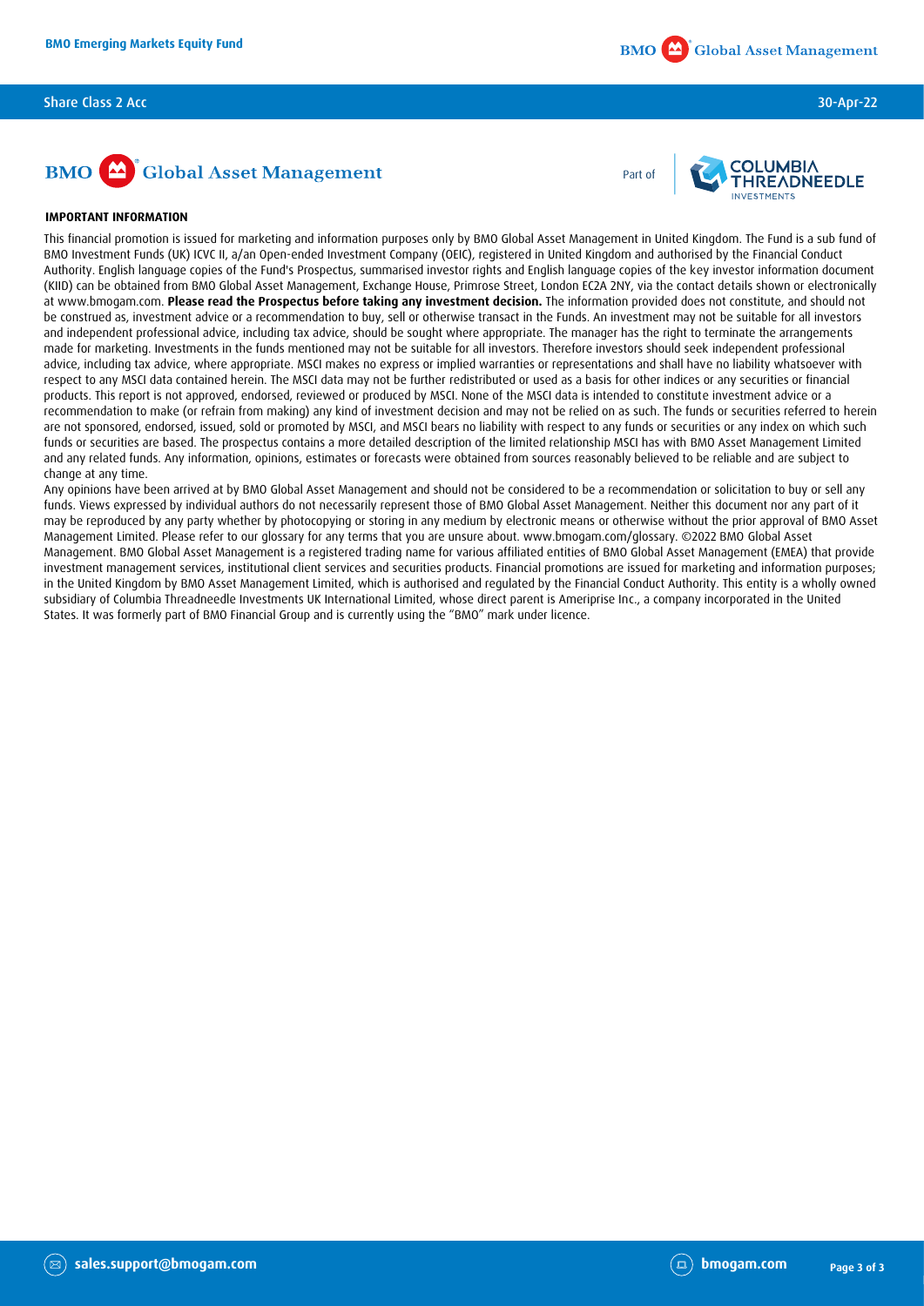## IMPORTANT INFORMATION

This financial promotion is issued for marketing and information purposes only by BMO Global Asset Management in United Kingdom. The Fund is a sub fund of BMO Investment Funds (UK) ICVC II, a/an Open-ended Investment Company (OEIC), registered in United Kingdom and authorised by the Financial Conduct Authority. English language copies of the Fund's Prospectus, summarised investor rights and English language copies of the key investor information document (KIID) can be obtained from BMO Global Asset Management, Exchange House, Primrose Street, London EC2A 2NY, via the contact details shown or electronically at www.bmogam.com. **Please read the Prospectus before taking any investment decision.** The information provided does not constitute, and should not be construed as, investment advice or a recommendation to buy, sell or otherwise transact in the Funds. An investment may not be suitable for all investors and independent professional advice, including tax advice, should be sought where appropriate. The manager has the right to terminate the arrangements made for marketing. Investments in the funds mentioned may not be suitable for all investors. Therefore investors should seek independent professional advice, including tax advice, where appropriate. MSCI makes no express or implied warranties or representations and shall have no liability whatsoever with respect to any MSCI data contained herein. The MSCI data may not be further redistributed or used as a basis for other indices or any securities or financial products. This report is not approved, endorsed, reviewed or produced by MSCI. None of the MSCI data is intended to constitute investment advice or a recommendation to make (or refrain from making) any kind of investment decision and may not be relied on as such. The funds or securities referred to herein are not sponsored, endorsed, issued, sold or promoted by MSCI, and MSCI bears no liability with respect to any funds or securities or any index on which such funds or securities are based. The prospectus contains a more detailed description of the limited relationship MSCI has with BMO Asset Management Limited and any related funds. Any information, opinions, estimates or forecasts were obtained from sources reasonably believed to be reliable and are subject to change at any time.

Any opinions have been arrived at by BMO Global Asset Management and should not be considered to be a recommendation or solicitation to buy or sell any funds. Views expressed by individual authors do not necessarily represent those of BMO Global Asset Management. Neither this document nor any part of it may be reproduced by any party whether by photocopying or storing in any medium by electronic means or otherwise without the prior approval of BMO Asset Management Limited. Please refer to our glossary for any terms that you are unsure about. www.bmogam.com/glossary. ©2022 BMO Global Asset Management. BMO Global Asset Management is a registered trading name for various affiliated entities of BMO Global Asset Management (EMEA) that provide investment management services, institutional client services and securities products. Financial promotions are issued for marketing and information purposes; in the United Kingdom by BMO Asset Management Limited, which is authorised and regulated by the Financial Conduct Authority. This entity is a wholly owned subsidiary of Columbia Threadneedle Investments UK International Limited, whose direct parent is Ameriprise Inc., a company incorporated in the United States. It was formerly part of BMO Financial Group and is currently using the "BMO" mark under licence.